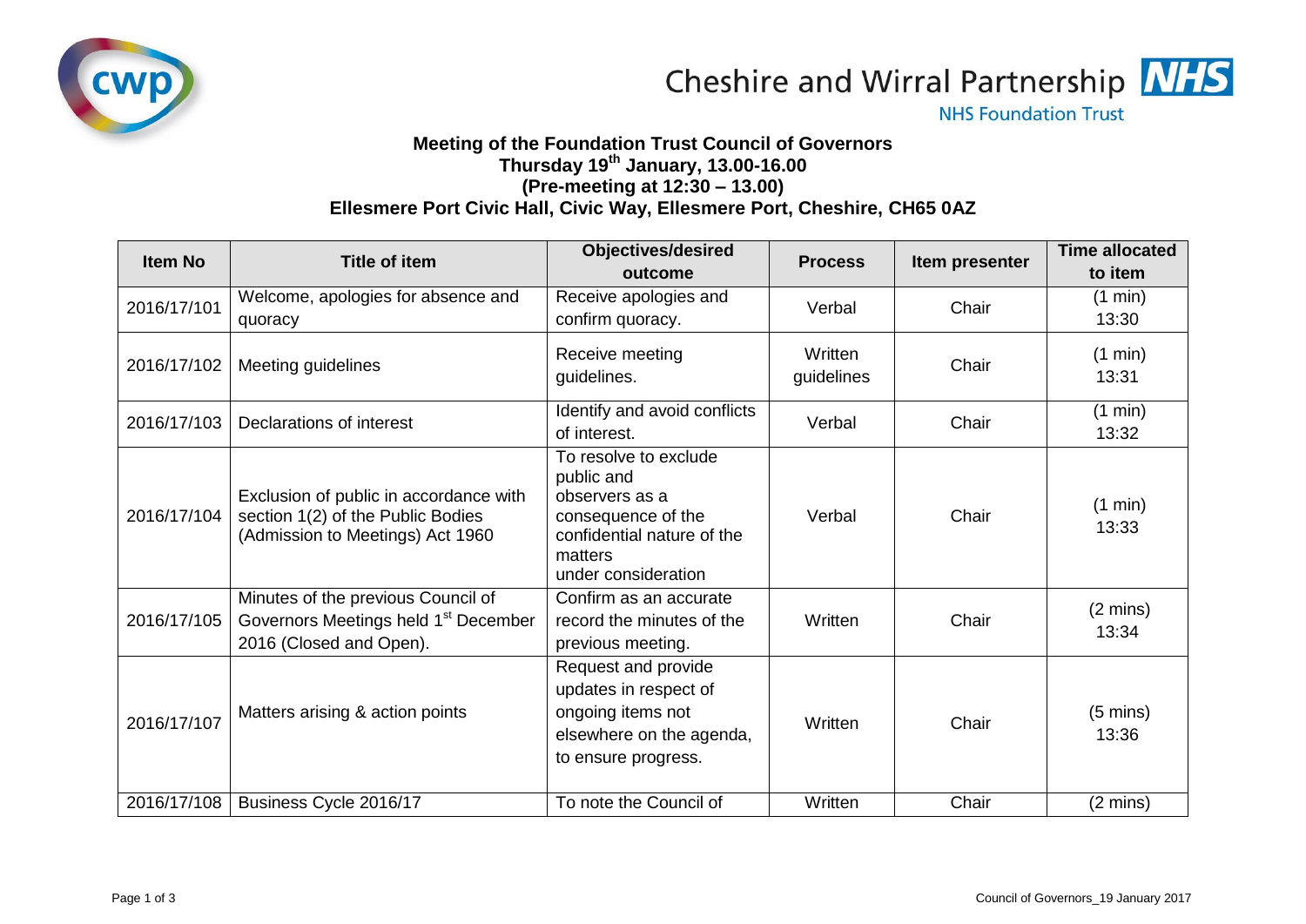Cheshire and Wirral Partnership NHS Foundation Trust

**Meeting of the Foundation Trust Council of Governors**
**Thursday 19th January, 13.00-16.00**
**(Pre-meeting at 12:30 – 13.00)**
**Ellesmere Port Civic Hall, Civic Way, Ellesmere Port, Cheshire, CH65 0AZ**

| Item No | Title of item | Objectives/desired outcome | Process | Item presenter | Time allocated to item |
|---|---|---|---|---|---|
| 2016/17/101 | Welcome, apologies for absence and quoracy | Receive apologies and confirm quoracy. | Verbal | Chair | (1 min) 13:30 |
| 2016/17/102 | Meeting guidelines | Receive meeting guidelines. | Written guidelines | Chair | (1 min) 13:31 |
| 2016/17/103 | Declarations of interest | Identify and avoid conflicts of interest. | Verbal | Chair | (1 min) 13:32 |
| 2016/17/104 | Exclusion of public in accordance with section 1(2) of the Public Bodies (Admission to Meetings) Act 1960 | To resolve to exclude public and observers as a consequence of the confidential nature of the matters under consideration | Verbal | Chair | (1 min) 13:33 |
| 2016/17/105 | Minutes of the previous Council of Governors Meetings held 1st December 2016 (Closed and Open). | Confirm as an accurate record the minutes of the previous meeting. | Written | Chair | (2 mins) 13:34 |
| 2016/17/107 | Matters arising & action points | Request and provide updates in respect of ongoing items not elsewhere on the agenda, to ensure progress. | Written | Chair | (5 mins) 13:36 |
| 2016/17/108 | Business Cycle 2016/17 | To note the Council of | Written | Chair | (2 mins) |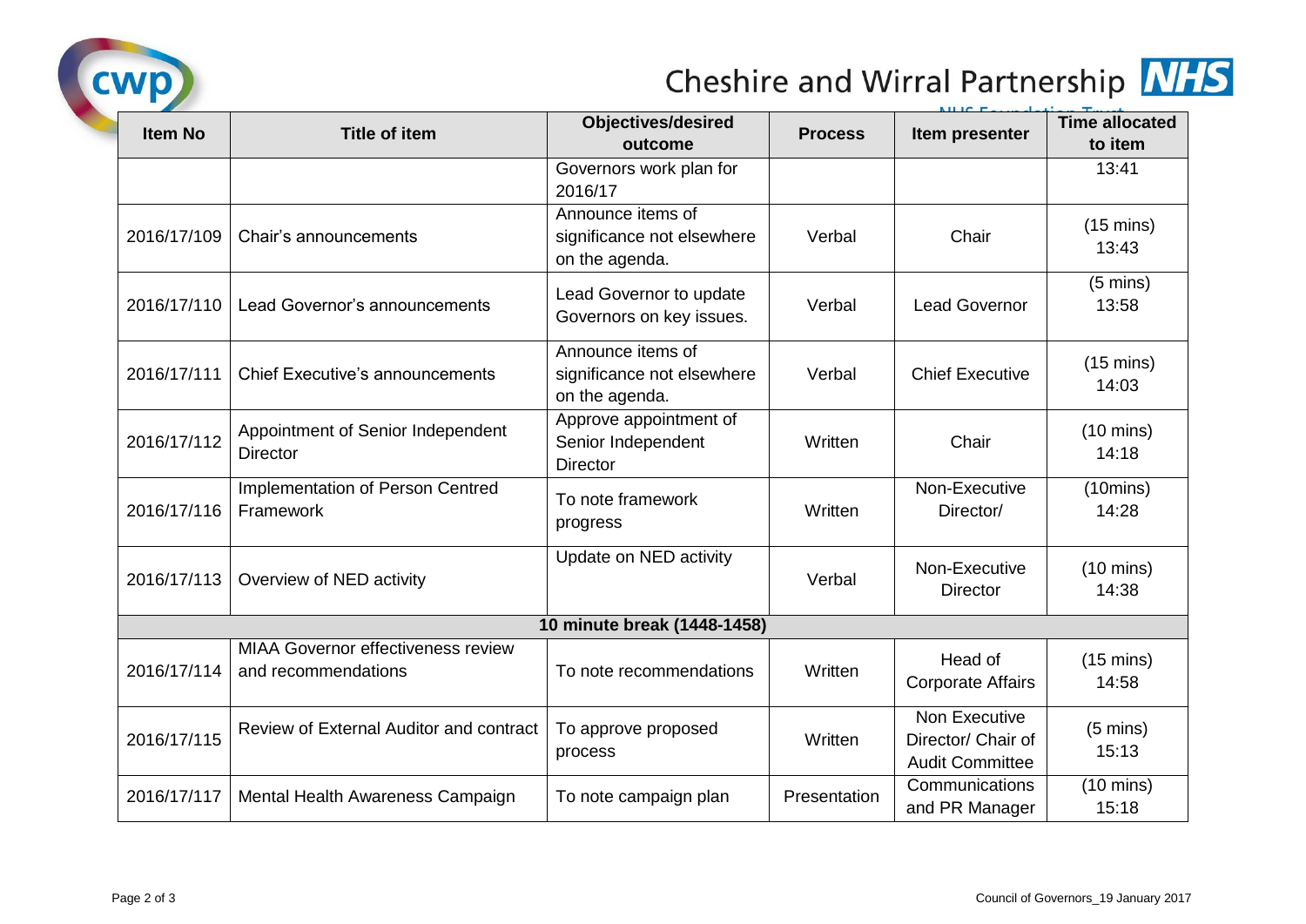| Item No | Title of item | Objectives/desired outcome | Process | Item presenter | Time allocated to item |
|---|---|---|---|---|---|
| | | Governors work plan for 2016/17 | | | 13:41 |
| 2016/17/109 | Chair's announcements | Announce items of significance not elsewhere on the agenda. | Verbal | Chair | (15 mins) 13:43 |
| 2016/17/110 | Lead Governor's announcements | Lead Governor to update Governors on key issues. | Verbal | Lead Governor | (5 mins) 13:58 |
| 2016/17/111 | Chief Executive's announcements | Announce items of significance not elsewhere on the agenda. | Verbal | Chief Executive | (15 mins) 14:03 |
| 2016/17/112 | Appointment of Senior Independent Director | Approve appointment of Senior Independent Director | Written | Chair | (10 mins) 14:18 |
| 2016/17/116 | Implementation of Person Centred Framework | To note framework progress | Written | Non-Executive Director/ | (10mins) 14:28 |
| 2016/17/113 | Overview of NED activity | Update on NED activity | Verbal | Non-Executive Director | (10 mins) 14:38 |
| **10 minute break (1448-1458)** | | | | | |
| 2016/17/114 | MIAA Governor effectiveness review and recommendations | To note recommendations | Written | Head of Corporate Affairs | (15 mins) 14:58 |
| 2016/17/115 | Review of External Auditor and contract | To approve proposed process | Written | Non Executive Director/ Chair of Audit Committee | (5 mins) 15:13 |
| 2016/17/117 | Mental Health Awareness Campaign | To note campaign plan | Presentation | Communications and PR Manager | (10 mins) 15:18 |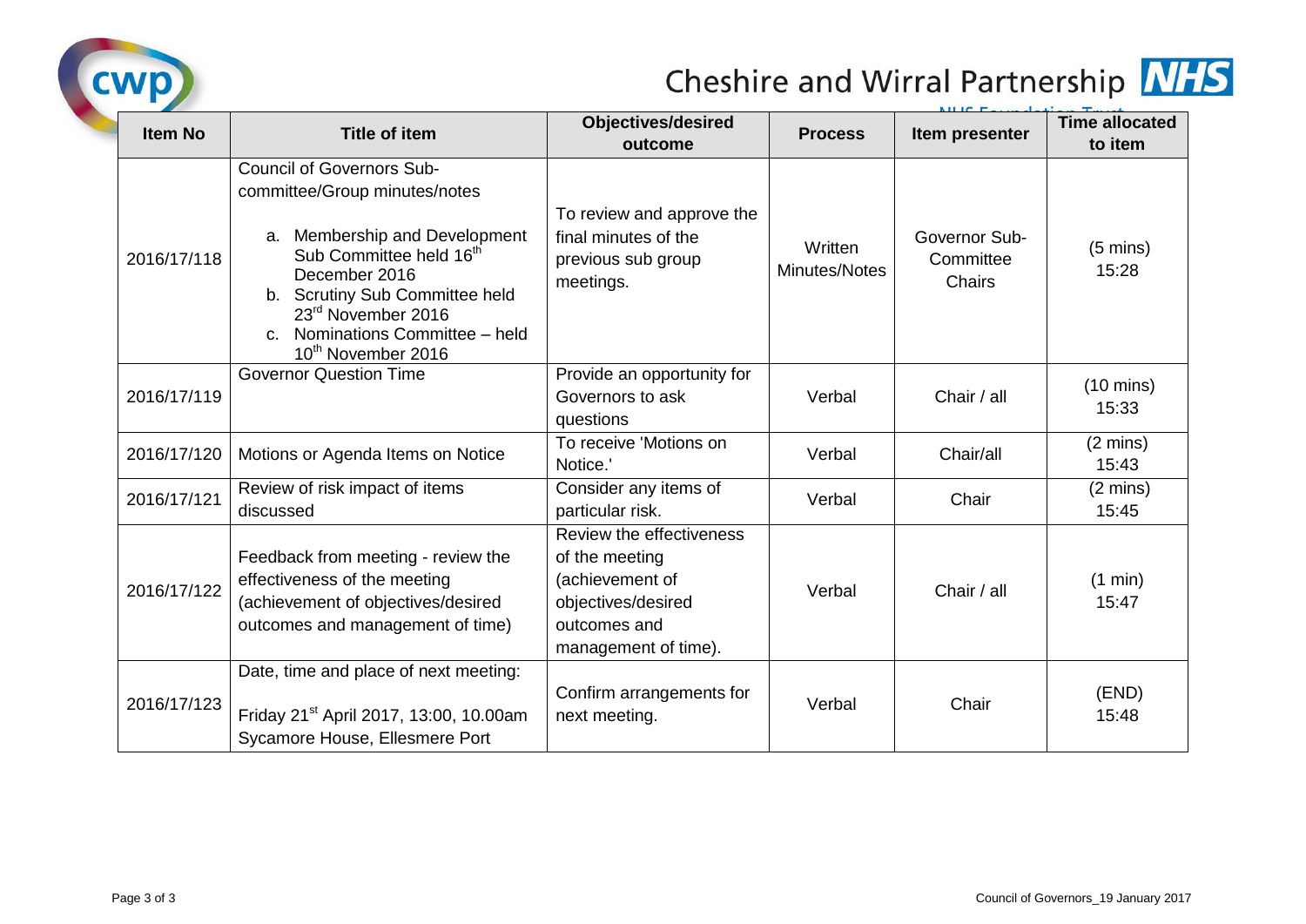| Item No | Title of item | Objectives/desired outcome | Process | Item presenter | Time allocated to item |
|---|---|---|---|---|---|
| 2016/17/118 | Council of Governors Sub-committee/Group minutes/notes<br><br>a. Membership and Development Sub Committee held 16th December 2016<br>b. Scrutiny Sub Committee held 23rd November 2016<br>c. Nominations Committee – held 10th November 2016 | To review and approve the final minutes of the previous sub group meetings. | Written Minutes/Notes | Governor Sub-Committee Chairs | (5 mins) 15:28 |
| 2016/17/119 | Governor Question Time | Provide an opportunity for Governors to ask questions | Verbal | Chair / all | (10 mins) 15:33 |
| 2016/17/120 | Motions or Agenda Items on Notice | To receive 'Motions on Notice.' | Verbal | Chair/all | (2 mins) 15:43 |
| 2016/17/121 | Review of risk impact of items discussed | Consider any items of particular risk. | Verbal | Chair | (2 mins) 15:45 |
| 2016/17/122 | Feedback from meeting - review the effectiveness of the meeting (achievement of objectives/desired outcomes and management of time) | Review the effectiveness of the meeting (achievement of objectives/desired outcomes and management of time). | Verbal | Chair / all | (1 min) 15:47 |
| 2016/17/123 | Date, time and place of next meeting:<br><br>Friday 21st April 2017, 13:00, 10.00am Sycamore House, Ellesmere Port | Confirm arrangements for next meeting. | Verbal | Chair | (END) 15:48 |